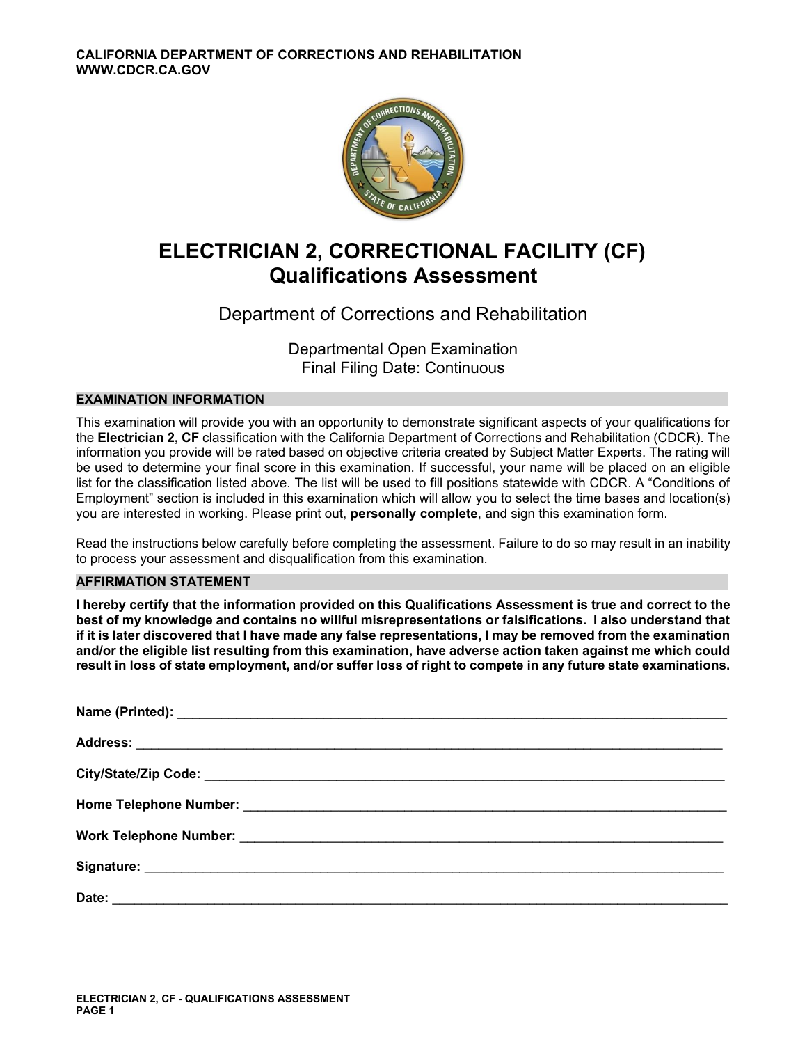CALIFORNIA DEPARTMENT OF CORRECTIONS AND REHABILITATION
WWW.CDCR.CA.GOV

# ELECTRICIAN 2, CORRECTIONAL FACILITY (CF)
# Qualifications Assessment

Department of Corrections and Rehabilitation

Departmental Open Examination
Final Filing Date: Continuous

## EXAMINATION INFORMATION

This examination will provide you with an opportunity to demonstrate significant aspects of your qualifications for the **Electrician 2, CF** classification with the California Department of Corrections and Rehabilitation (CDCR). The information you provide will be rated based on objective criteria created by Subject Matter Experts. The rating will be used to determine your final score in this examination. If successful, your name will be placed on an eligible list for the classification listed above. The list will be used to fill positions statewide with CDCR. A "Conditions of Employment" section is included in this examination which will allow you to select the time bases and location(s) you are interested in working. Please print out, **personally complete**, and sign this examination form.

Read the instructions below carefully before completing the assessment. Failure to do so may result in an inability to process your assessment and disqualification from this examination.

## AFFIRMATION STATEMENT

**I hereby certify that the information provided on this Qualifications Assessment is true and correct to the best of my knowledge and contains no willful misrepresentations or falsifications. I also understand that if it is later discovered that I have made any false representations, I may be removed from the examination and/or the eligible list resulting from this examination, have adverse action taken against me which could result in loss of state employment, and/or suffer loss of right to compete in any future state examinations.**

**Name (Printed):** ______________________________

**Address:** ______________________________

**City/State/Zip Code:** ______________________________

**Home Telephone Number:** ______________________________

**Work Telephone Number:** ______________________________

**Signature:** ______________________________

**Date:** ______________________________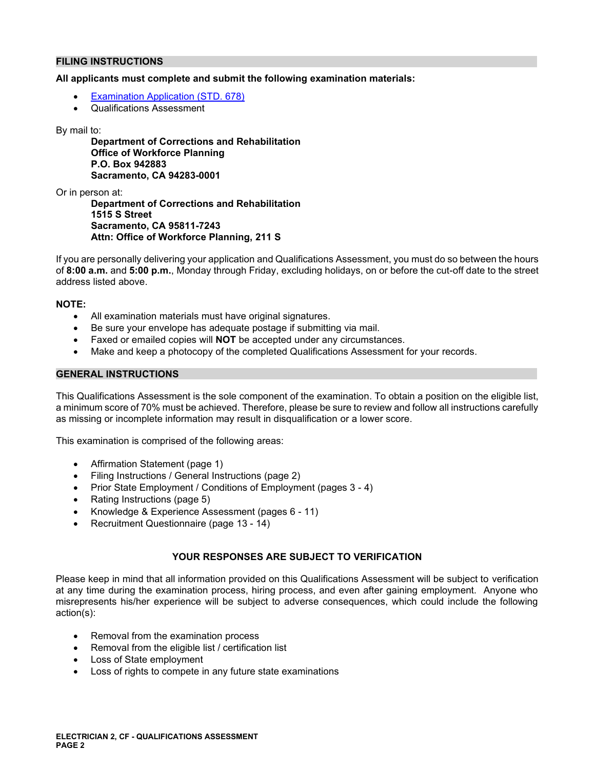## FILING INSTRUCTIONS

**All applicants must complete and submit the following examination materials:**

- [Examination Application (STD. 678)]
- Qualifications Assessment

By mail to:

**Department of Corrections and Rehabilitation**
**Office of Workforce Planning**
**P.O. Box 942883**
**Sacramento, CA 94283-0001**

Or in person at:

**Department of Corrections and Rehabilitation**
**1515 S Street**
**Sacramento, CA 95811-7243**
**Attn: Office of Workforce Planning, 211 S**

If you are personally delivering your application and Qualifications Assessment, you must do so between the hours of **8:00 a.m.** and **5:00 p.m.**, Monday through Friday, excluding holidays, on or before the cut-off date to the street address listed above.

**NOTE:**

- All examination materials must have original signatures.
- Be sure your envelope has adequate postage if submitting via mail.
- Faxed or emailed copies will **NOT** be accepted under any circumstances.
- Make and keep a photocopy of the completed Qualifications Assessment for your records.

## GENERAL INSTRUCTIONS

This Qualifications Assessment is the sole component of the examination. To obtain a position on the eligible list, a minimum score of 70% must be achieved. Therefore, please be sure to review and follow all instructions carefully as missing or incomplete information may result in disqualification or a lower score.

This examination is comprised of the following areas:

- Affirmation Statement (page 1)
- Filing Instructions / General Instructions (page 2)
- Prior State Employment / Conditions of Employment (pages 3 - 4)
- Rating Instructions (page 5)
- Knowledge & Experience Assessment (pages 6 - 11)
- Recruitment Questionnaire (page 13 - 14)

**YOUR RESPONSES ARE SUBJECT TO VERIFICATION**

Please keep in mind that all information provided on this Qualifications Assessment will be subject to verification at any time during the examination process, hiring process, and even after gaining employment. Anyone who misrepresents his/her experience will be subject to adverse consequences, which could include the following action(s):

- Removal from the examination process
- Removal from the eligible list / certification list
- Loss of State employment
- Loss of rights to compete in any future state examinations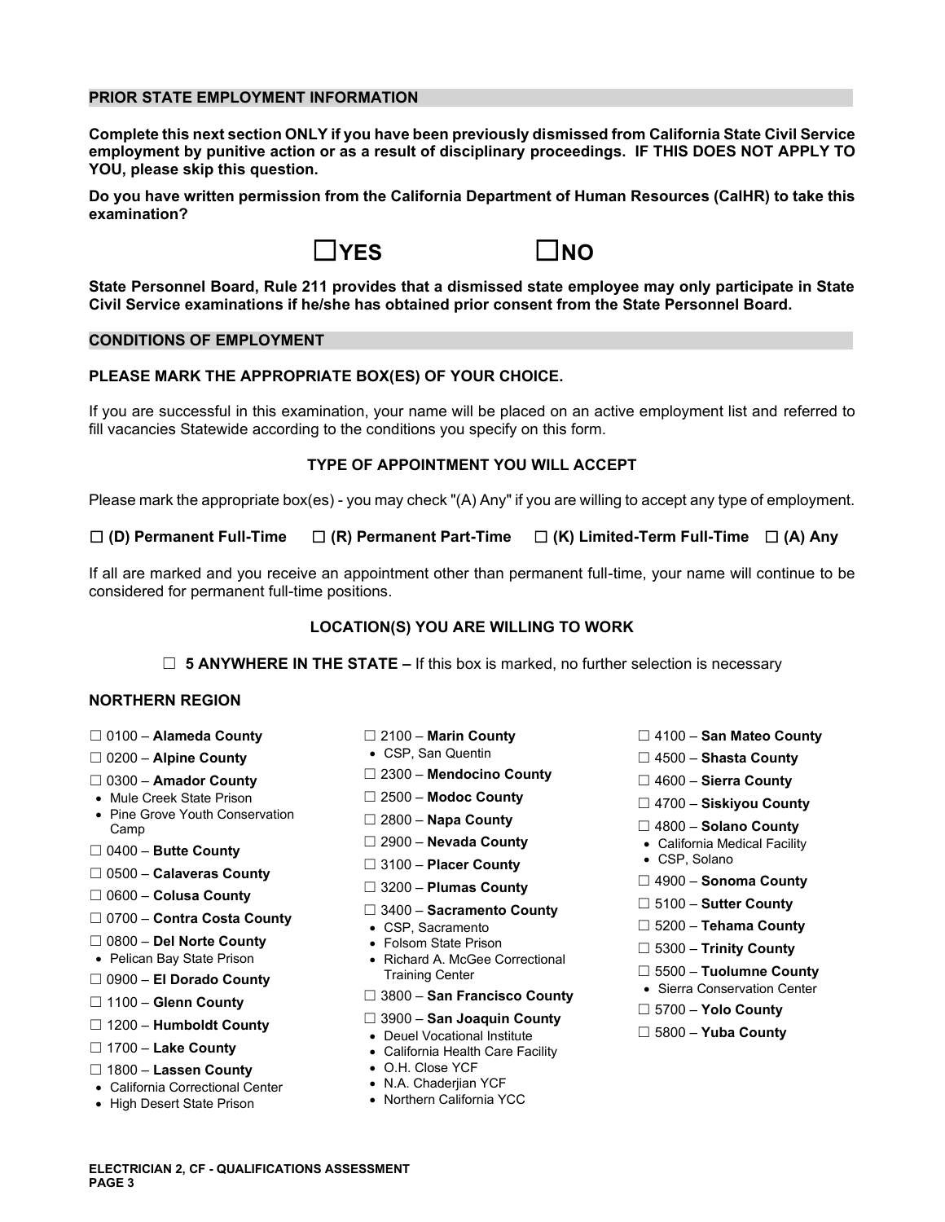## PRIOR STATE EMPLOYMENT INFORMATION

**Complete this next section ONLY if you have been previously dismissed from California State Civil Service employment by punitive action or as a result of disciplinary proceedings. IF THIS DOES NOT APPLY TO YOU, please skip this question.**

**Do you have written permission from the California Department of Human Resources (CalHR) to take this examination?**

☐ **YES** ☐ **NO**

**State Personnel Board, Rule 211 provides that a dismissed state employee may only participate in State Civil Service examinations if he/she has obtained prior consent from the State Personnel Board.**

## CONDITIONS OF EMPLOYMENT

**PLEASE MARK THE APPROPRIATE BOX(ES) OF YOUR CHOICE.**

If you are successful in this examination, your name will be placed on an active employment list and referred to fill vacancies Statewide according to the conditions you specify on this form.

### TYPE OF APPOINTMENT YOU WILL ACCEPT

Please mark the appropriate box(es) - you may check "(A) Any" if you are willing to accept any type of employment.

☐ **(D) Permanent Full-Time** ☐ **(R) Permanent Part-Time** ☐ **(K) Limited-Term Full-Time** ☐ **(A) Any**

If all are marked and you receive an appointment other than permanent full-time, your name will continue to be considered for permanent full-time positions.

### LOCATION(S) YOU ARE WILLING TO WORK

☐ **5 ANYWHERE IN THE STATE –** If this box is marked, no further selection is necessary

**NORTHERN REGION**

- ☐ 0100 – **Alameda County**
- ☐ 0200 – **Alpine County**
- ☐ 0300 – **Amador County**
  - Mule Creek State Prison
  - Pine Grove Youth Conservation Camp
- ☐ 0400 – **Butte County**
- ☐ 0500 – **Calaveras County**
- ☐ 0600 – **Colusa County**
- ☐ 0700 – **Contra Costa County**
- ☐ 0800 – **Del Norte County**
  - Pelican Bay State Prison
- ☐ 0900 – **El Dorado County**
- ☐ 1100 – **Glenn County**
- ☐ 1200 – **Humboldt County**
- ☐ 1700 – **Lake County**
- ☐ 1800 – **Lassen County**
  - California Correctional Center
  - High Desert State Prison
- ☐ 2100 – **Marin County**
  - CSP, San Quentin
- ☐ 2300 – **Mendocino County**
- ☐ 2500 – **Modoc County**
- ☐ 2800 – **Napa County**
- ☐ 2900 – **Nevada County**
- ☐ 3100 – **Placer County**
- ☐ 3200 – **Plumas County**
- ☐ 3400 – **Sacramento County**
  - CSP, Sacramento
  - Folsom State Prison
  - Richard A. McGee Correctional Training Center
- ☐ 3800 – **San Francisco County**
- ☐ 3900 – **San Joaquin County**
  - Deuel Vocational Institute
  - California Health Care Facility
  - O.H. Close YCF
  - N.A. Chaderjian YCF
  - Northern California YCC
- ☐ 4100 – **San Mateo County**
- ☐ 4500 – **Shasta County**
- ☐ 4600 – **Sierra County**
- ☐ 4700 – **Siskiyou County**
- ☐ 4800 – **Solano County**
  - California Medical Facility
  - CSP, Solano
- ☐ 4900 – **Sonoma County**
- ☐ 5100 – **Sutter County**
- ☐ 5200 – **Tehama County**
- ☐ 5300 – **Trinity County**
- ☐ 5500 – **Tuolumne County**
  - Sierra Conservation Center
- ☐ 5700 – **Yolo County**
- ☐ 5800 – **Yuba County**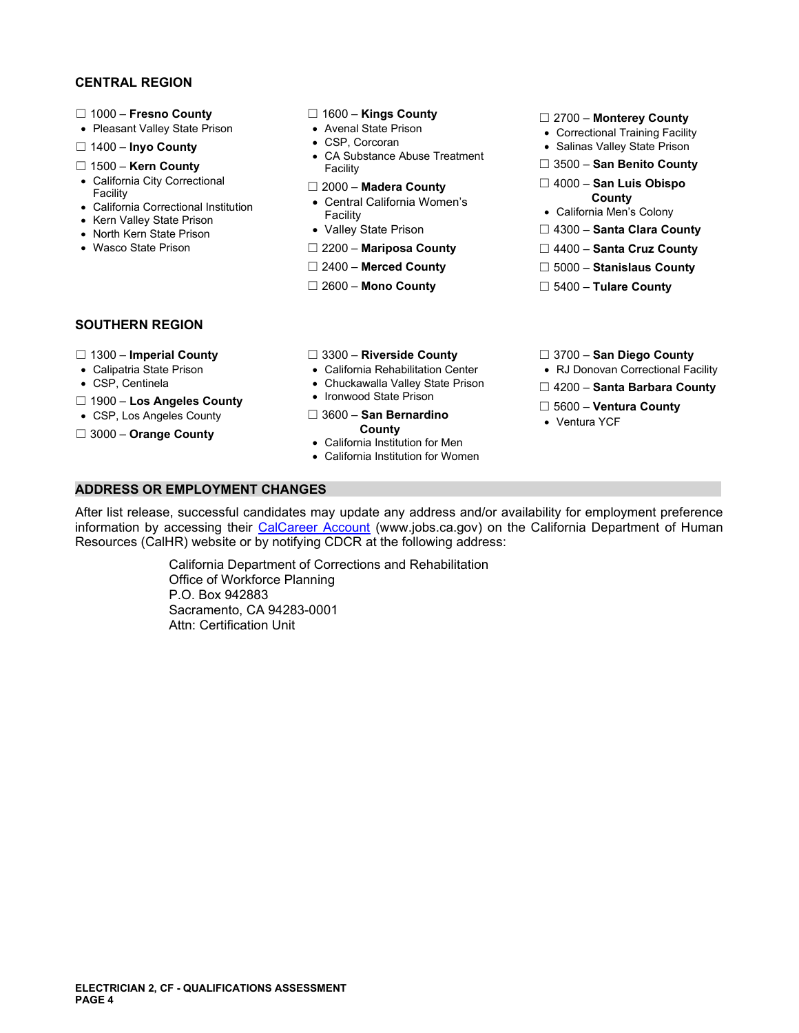## CENTRAL REGION

☐ 1000 – **Fresno County**
- Pleasant Valley State Prison

☐ 1400 – **Inyo County**

☐ 1500 – **Kern County**
- California City Correctional Facility
- California Correctional Institution
- Kern Valley State Prison
- North Kern State Prison
- Wasco State Prison

☐ 1600 – **Kings County**
- Avenal State Prison
- CSP, Corcoran
- CA Substance Abuse Treatment Facility

☐ 2000 – **Madera County**
- Central California Women's Facility
- Valley State Prison

☐ 2200 – **Mariposa County**

☐ 2400 – **Merced County**

☐ 2600 – **Mono County**

☐ 2700 – **Monterey County**
- Correctional Training Facility
- Salinas Valley State Prison

☐ 3500 – **San Benito County**

☐ 4000 – **San Luis Obispo County**
- California Men's Colony

☐ 4300 – **Santa Clara County**

☐ 4400 – **Santa Cruz County**

☐ 5000 – **Stanislaus County**

☐ 5400 – **Tulare County**

## SOUTHERN REGION

☐ 1300 – **Imperial County**
- Calipatria State Prison
- CSP, Centinela

☐ 1900 – **Los Angeles County**
- CSP, Los Angeles County

☐ 3000 – **Orange County**

☐ 3300 – **Riverside County**
- California Rehabilitation Center
- Chuckawalla Valley State Prison
- Ironwood State Prison

☐ 3600 – **San Bernardino County**
- California Institution for Men
- California Institution for Women

☐ 3700 – **San Diego County**
- RJ Donovan Correctional Facility

☐ 4200 – **Santa Barbara County**

☐ 5600 – **Ventura County**
- Ventura YCF

## ADDRESS OR EMPLOYMENT CHANGES

After list release, successful candidates may update any address and/or availability for employment preference information by accessing their CalCareer Account (www.jobs.ca.gov) on the California Department of Human Resources (CalHR) website or by notifying CDCR at the following address:

California Department of Corrections and Rehabilitation
Office of Workforce Planning
P.O. Box 942883
Sacramento, CA 94283-0001
Attn: Certification Unit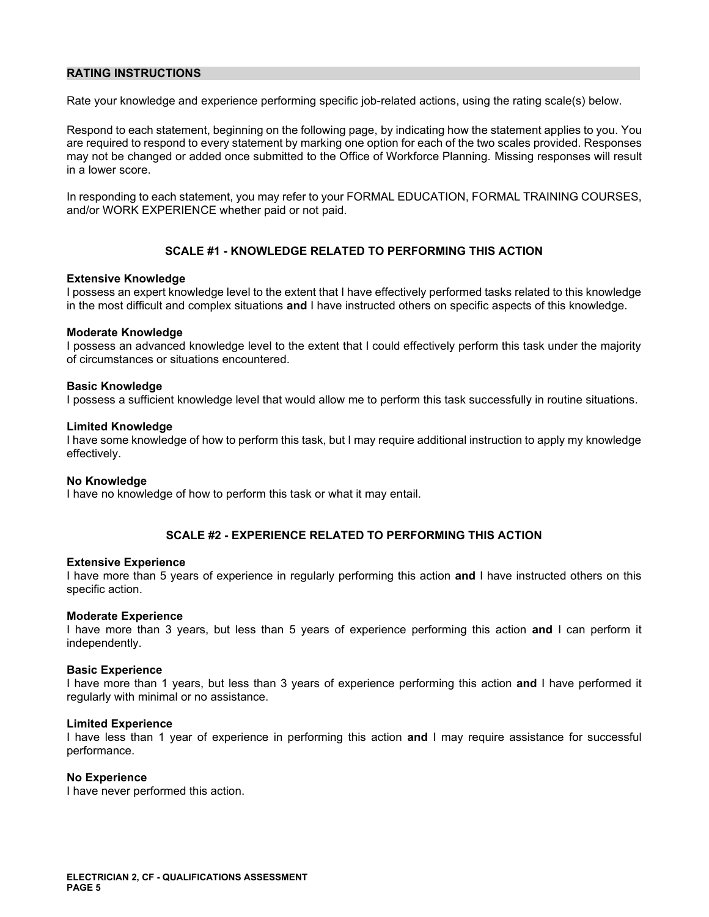## RATING INSTRUCTIONS

Rate your knowledge and experience performing specific job-related actions, using the rating scale(s) below.

Respond to each statement, beginning on the following page, by indicating how the statement applies to you. You are required to respond to every statement by marking one option for each of the two scales provided. Responses may not be changed or added once submitted to the Office of Workforce Planning. Missing responses will result in a lower score.

In responding to each statement, you may refer to your FORMAL EDUCATION, FORMAL TRAINING COURSES, and/or WORK EXPERIENCE whether paid or not paid.

### SCALE #1 - KNOWLEDGE RELATED TO PERFORMING THIS ACTION

**Extensive Knowledge**
I possess an expert knowledge level to the extent that I have effectively performed tasks related to this knowledge in the most difficult and complex situations **and** I have instructed others on specific aspects of this knowledge.

**Moderate Knowledge**
I possess an advanced knowledge level to the extent that I could effectively perform this task under the majority of circumstances or situations encountered.

**Basic Knowledge**
I possess a sufficient knowledge level that would allow me to perform this task successfully in routine situations.

**Limited Knowledge**
I have some knowledge of how to perform this task, but I may require additional instruction to apply my knowledge effectively.

**No Knowledge**
I have no knowledge of how to perform this task or what it may entail.

### SCALE #2 - EXPERIENCE RELATED TO PERFORMING THIS ACTION

**Extensive Experience**
I have more than 5 years of experience in regularly performing this action **and** I have instructed others on this specific action.

**Moderate Experience**
I have more than 3 years, but less than 5 years of experience performing this action **and** I can perform it independently.

**Basic Experience**
I have more than 1 years, but less than 3 years of experience performing this action **and** I have performed it regularly with minimal or no assistance.

**Limited Experience**
I have less than 1 year of experience in performing this action **and** I may require assistance for successful performance.

**No Experience**
I have never performed this action.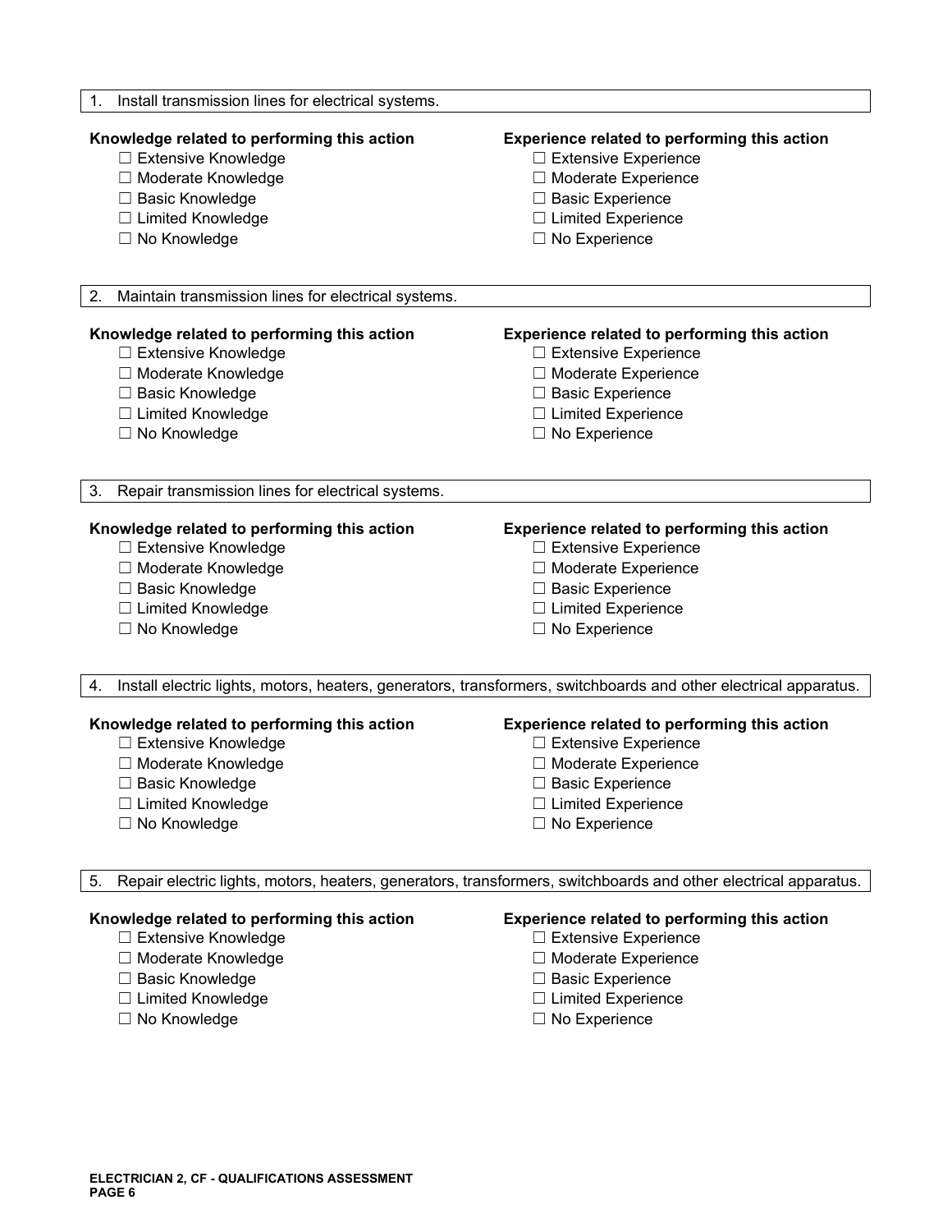1. Install transmission lines for electrical systems.

**Knowledge related to performing this action**

- ☐ Extensive Knowledge
- ☐ Moderate Knowledge
- ☐ Basic Knowledge
- ☐ Limited Knowledge
- ☐ No Knowledge

**Experience related to performing this action**

- ☐ Extensive Experience
- ☐ Moderate Experience
- ☐ Basic Experience
- ☐ Limited Experience
- ☐ No Experience

2. Maintain transmission lines for electrical systems.

**Knowledge related to performing this action**

- ☐ Extensive Knowledge
- ☐ Moderate Knowledge
- ☐ Basic Knowledge
- ☐ Limited Knowledge
- ☐ No Knowledge

**Experience related to performing this action**

- ☐ Extensive Experience
- ☐ Moderate Experience
- ☐ Basic Experience
- ☐ Limited Experience
- ☐ No Experience

3. Repair transmission lines for electrical systems.

**Knowledge related to performing this action**

- ☐ Extensive Knowledge
- ☐ Moderate Knowledge
- ☐ Basic Knowledge
- ☐ Limited Knowledge
- ☐ No Knowledge

**Experience related to performing this action**

- ☐ Extensive Experience
- ☐ Moderate Experience
- ☐ Basic Experience
- ☐ Limited Experience
- ☐ No Experience

4. Install electric lights, motors, heaters, generators, transformers, switchboards and other electrical apparatus.

**Knowledge related to performing this action**

- ☐ Extensive Knowledge
- ☐ Moderate Knowledge
- ☐ Basic Knowledge
- ☐ Limited Knowledge
- ☐ No Knowledge

**Experience related to performing this action**

- ☐ Extensive Experience
- ☐ Moderate Experience
- ☐ Basic Experience
- ☐ Limited Experience
- ☐ No Experience

5. Repair electric lights, motors, heaters, generators, transformers, switchboards and other electrical apparatus.

**Knowledge related to performing this action**

- ☐ Extensive Knowledge
- ☐ Moderate Knowledge
- ☐ Basic Knowledge
- ☐ Limited Knowledge
- ☐ No Knowledge

**Experience related to performing this action**

- ☐ Extensive Experience
- ☐ Moderate Experience
- ☐ Basic Experience
- ☐ Limited Experience
- ☐ No Experience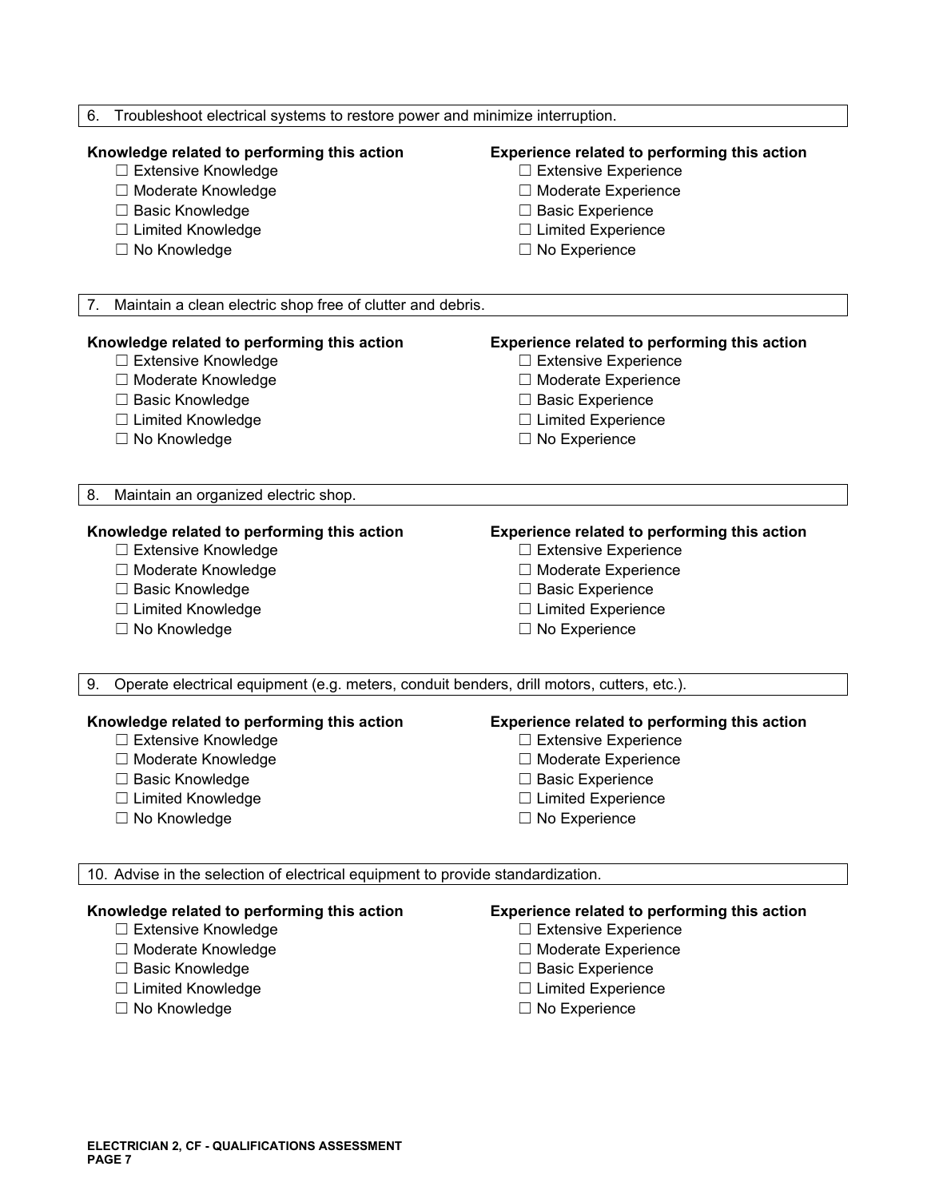6. Troubleshoot electrical systems to restore power and minimize interruption.

**Knowledge related to performing this action**
- ☐ Extensive Knowledge
- ☐ Moderate Knowledge
- ☐ Basic Knowledge
- ☐ Limited Knowledge
- ☐ No Knowledge

**Experience related to performing this action**
- ☐ Extensive Experience
- ☐ Moderate Experience
- ☐ Basic Experience
- ☐ Limited Experience
- ☐ No Experience

7. Maintain a clean electric shop free of clutter and debris.

**Knowledge related to performing this action**
- ☐ Extensive Knowledge
- ☐ Moderate Knowledge
- ☐ Basic Knowledge
- ☐ Limited Knowledge
- ☐ No Knowledge

**Experience related to performing this action**
- ☐ Extensive Experience
- ☐ Moderate Experience
- ☐ Basic Experience
- ☐ Limited Experience
- ☐ No Experience

8. Maintain an organized electric shop.

**Knowledge related to performing this action**
- ☐ Extensive Knowledge
- ☐ Moderate Knowledge
- ☐ Basic Knowledge
- ☐ Limited Knowledge
- ☐ No Knowledge

**Experience related to performing this action**
- ☐ Extensive Experience
- ☐ Moderate Experience
- ☐ Basic Experience
- ☐ Limited Experience
- ☐ No Experience

9. Operate electrical equipment (e.g. meters, conduit benders, drill motors, cutters, etc.).

**Knowledge related to performing this action**
- ☐ Extensive Knowledge
- ☐ Moderate Knowledge
- ☐ Basic Knowledge
- ☐ Limited Knowledge
- ☐ No Knowledge

**Experience related to performing this action**
- ☐ Extensive Experience
- ☐ Moderate Experience
- ☐ Basic Experience
- ☐ Limited Experience
- ☐ No Experience

10. Advise in the selection of electrical equipment to provide standardization.

**Knowledge related to performing this action**
- ☐ Extensive Knowledge
- ☐ Moderate Knowledge
- ☐ Basic Knowledge
- ☐ Limited Knowledge
- ☐ No Knowledge

**Experience related to performing this action**
- ☐ Extensive Experience
- ☐ Moderate Experience
- ☐ Basic Experience
- ☐ Limited Experience
- ☐ No Experience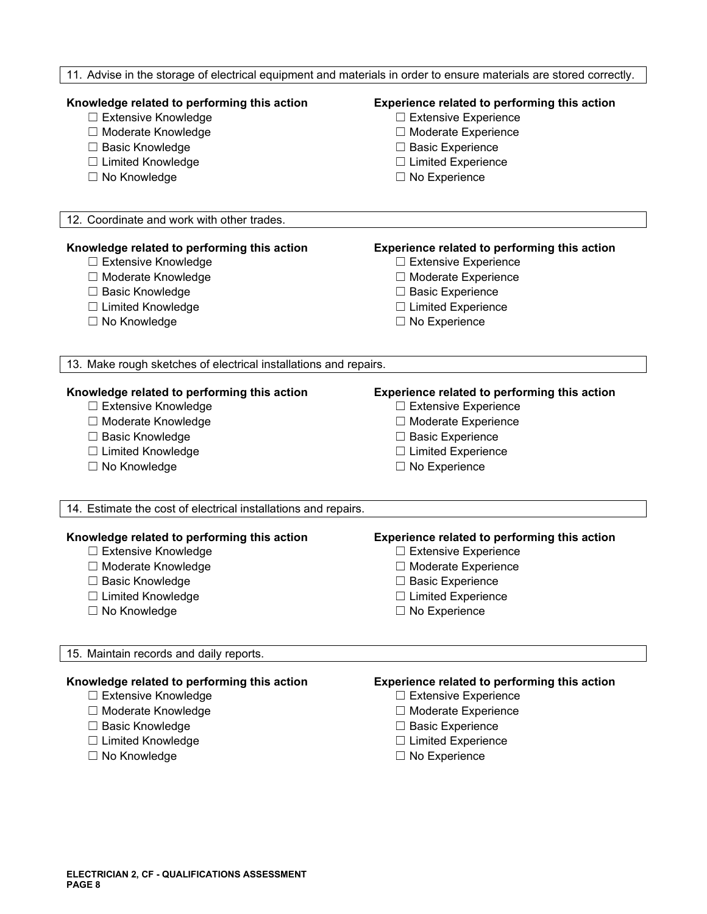11. Advise in the storage of electrical equipment and materials in order to ensure materials are stored correctly.

**Knowledge related to performing this action**

- ☐ Extensive Knowledge
- ☐ Moderate Knowledge
- ☐ Basic Knowledge
- ☐ Limited Knowledge
- ☐ No Knowledge

**Experience related to performing this action**

- ☐ Extensive Experience
- ☐ Moderate Experience
- ☐ Basic Experience
- ☐ Limited Experience
- ☐ No Experience

12. Coordinate and work with other trades.

**Knowledge related to performing this action**

- ☐ Extensive Knowledge
- ☐ Moderate Knowledge
- ☐ Basic Knowledge
- ☐ Limited Knowledge
- ☐ No Knowledge

**Experience related to performing this action**

- ☐ Extensive Experience
- ☐ Moderate Experience
- ☐ Basic Experience
- ☐ Limited Experience
- ☐ No Experience

13. Make rough sketches of electrical installations and repairs.

**Knowledge related to performing this action**

- ☐ Extensive Knowledge
- ☐ Moderate Knowledge
- ☐ Basic Knowledge
- ☐ Limited Knowledge
- ☐ No Knowledge

**Experience related to performing this action**

- ☐ Extensive Experience
- ☐ Moderate Experience
- ☐ Basic Experience
- ☐ Limited Experience
- ☐ No Experience

14. Estimate the cost of electrical installations and repairs.

**Knowledge related to performing this action**

- ☐ Extensive Knowledge
- ☐ Moderate Knowledge
- ☐ Basic Knowledge
- ☐ Limited Knowledge
- ☐ No Knowledge

**Experience related to performing this action**

- ☐ Extensive Experience
- ☐ Moderate Experience
- ☐ Basic Experience
- ☐ Limited Experience
- ☐ No Experience

15. Maintain records and daily reports.

**Knowledge related to performing this action**

- ☐ Extensive Knowledge
- ☐ Moderate Knowledge
- ☐ Basic Knowledge
- ☐ Limited Knowledge
- ☐ No Knowledge

**Experience related to performing this action**

- ☐ Extensive Experience
- ☐ Moderate Experience
- ☐ Basic Experience
- ☐ Limited Experience
- ☐ No Experience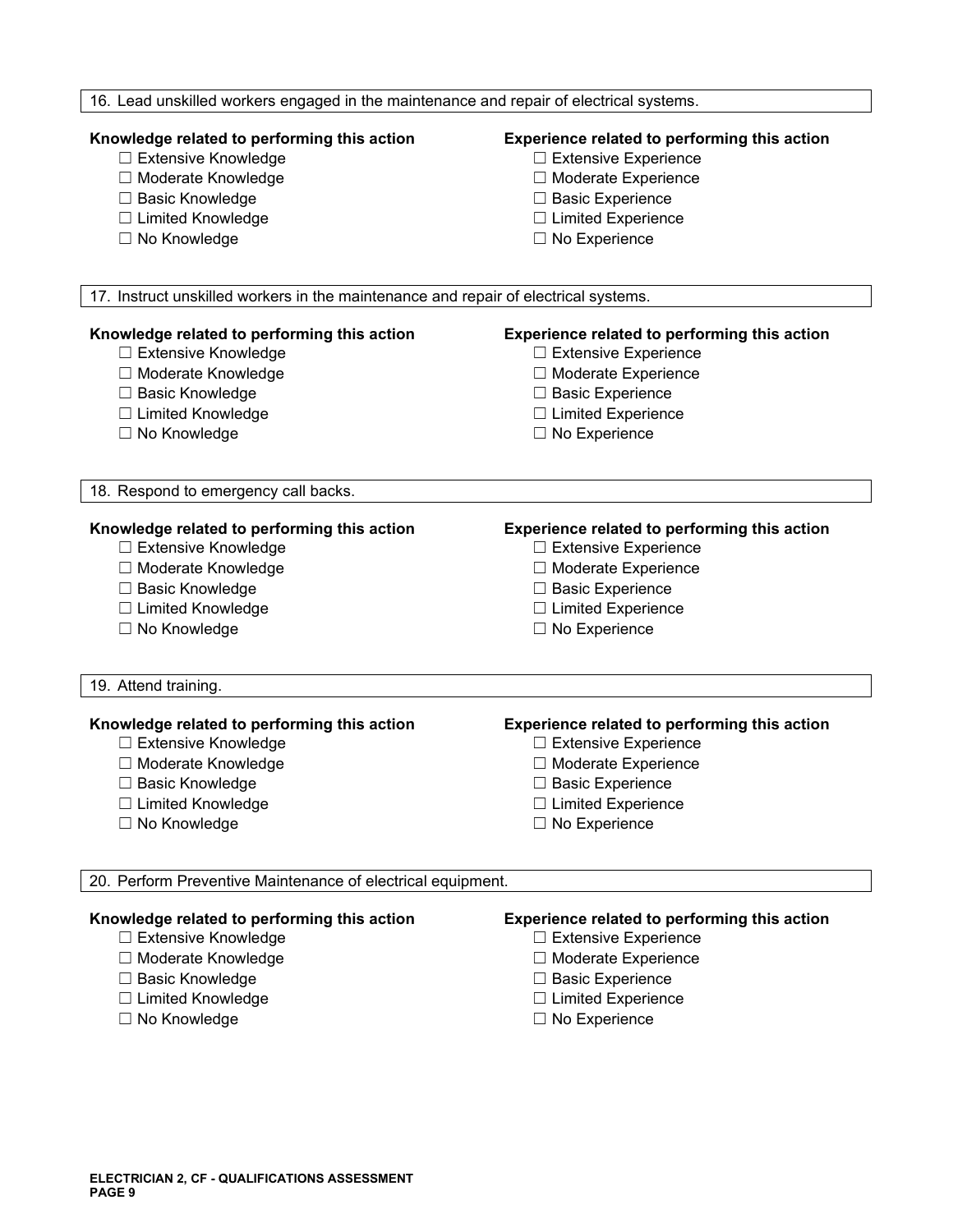16. Lead unskilled workers engaged in the maintenance and repair of electrical systems.

**Knowledge related to performing this action**

- ☐ Extensive Knowledge
- ☐ Moderate Knowledge
- ☐ Basic Knowledge
- ☐ Limited Knowledge
- ☐ No Knowledge

**Experience related to performing this action**

- ☐ Extensive Experience
- ☐ Moderate Experience
- ☐ Basic Experience
- ☐ Limited Experience
- ☐ No Experience

17. Instruct unskilled workers in the maintenance and repair of electrical systems.

**Knowledge related to performing this action**

- ☐ Extensive Knowledge
- ☐ Moderate Knowledge
- ☐ Basic Knowledge
- ☐ Limited Knowledge
- ☐ No Knowledge

**Experience related to performing this action**

- ☐ Extensive Experience
- ☐ Moderate Experience
- ☐ Basic Experience
- ☐ Limited Experience
- ☐ No Experience

18. Respond to emergency call backs.

**Knowledge related to performing this action**

- ☐ Extensive Knowledge
- ☐ Moderate Knowledge
- ☐ Basic Knowledge
- ☐ Limited Knowledge
- ☐ No Knowledge

**Experience related to performing this action**

- ☐ Extensive Experience
- ☐ Moderate Experience
- ☐ Basic Experience
- ☐ Limited Experience
- ☐ No Experience

19. Attend training.

**Knowledge related to performing this action**

- ☐ Extensive Knowledge
- ☐ Moderate Knowledge
- ☐ Basic Knowledge
- ☐ Limited Knowledge
- ☐ No Knowledge

**Experience related to performing this action**

- ☐ Extensive Experience
- ☐ Moderate Experience
- ☐ Basic Experience
- ☐ Limited Experience
- ☐ No Experience

20. Perform Preventive Maintenance of electrical equipment.

**Knowledge related to performing this action**

- ☐ Extensive Knowledge
- ☐ Moderate Knowledge
- ☐ Basic Knowledge
- ☐ Limited Knowledge
- ☐ No Knowledge

**Experience related to performing this action**

- ☐ Extensive Experience
- ☐ Moderate Experience
- ☐ Basic Experience
- ☐ Limited Experience
- ☐ No Experience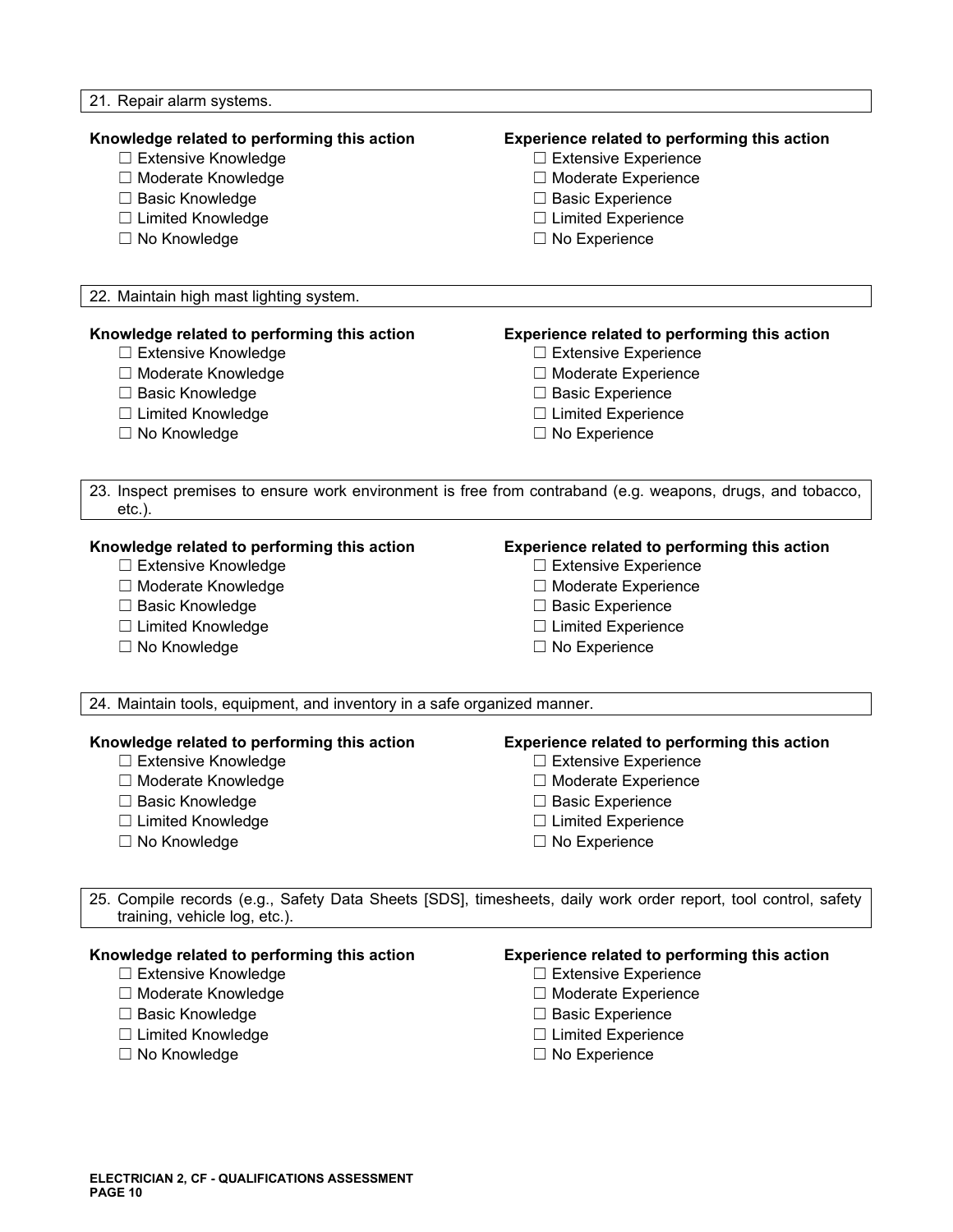21. Repair alarm systems.

**Knowledge related to performing this action**
- ☐ Extensive Knowledge
- ☐ Moderate Knowledge
- ☐ Basic Knowledge
- ☐ Limited Knowledge
- ☐ No Knowledge

**Experience related to performing this action**
- ☐ Extensive Experience
- ☐ Moderate Experience
- ☐ Basic Experience
- ☐ Limited Experience
- ☐ No Experience

22. Maintain high mast lighting system.

**Knowledge related to performing this action**
- ☐ Extensive Knowledge
- ☐ Moderate Knowledge
- ☐ Basic Knowledge
- ☐ Limited Knowledge
- ☐ No Knowledge

**Experience related to performing this action**
- ☐ Extensive Experience
- ☐ Moderate Experience
- ☐ Basic Experience
- ☐ Limited Experience
- ☐ No Experience

23. Inspect premises to ensure work environment is free from contraband (e.g. weapons, drugs, and tobacco, etc.).

**Knowledge related to performing this action**
- ☐ Extensive Knowledge
- ☐ Moderate Knowledge
- ☐ Basic Knowledge
- ☐ Limited Knowledge
- ☐ No Knowledge

**Experience related to performing this action**
- ☐ Extensive Experience
- ☐ Moderate Experience
- ☐ Basic Experience
- ☐ Limited Experience
- ☐ No Experience

24. Maintain tools, equipment, and inventory in a safe organized manner.

**Knowledge related to performing this action**
- ☐ Extensive Knowledge
- ☐ Moderate Knowledge
- ☐ Basic Knowledge
- ☐ Limited Knowledge
- ☐ No Knowledge

**Experience related to performing this action**
- ☐ Extensive Experience
- ☐ Moderate Experience
- ☐ Basic Experience
- ☐ Limited Experience
- ☐ No Experience

25. Compile records (e.g., Safety Data Sheets [SDS], timesheets, daily work order report, tool control, safety training, vehicle log, etc.).

**Knowledge related to performing this action**
- ☐ Extensive Knowledge
- ☐ Moderate Knowledge
- ☐ Basic Knowledge
- ☐ Limited Knowledge
- ☐ No Knowledge

**Experience related to performing this action**
- ☐ Extensive Experience
- ☐ Moderate Experience
- ☐ Basic Experience
- ☐ Limited Experience
- ☐ No Experience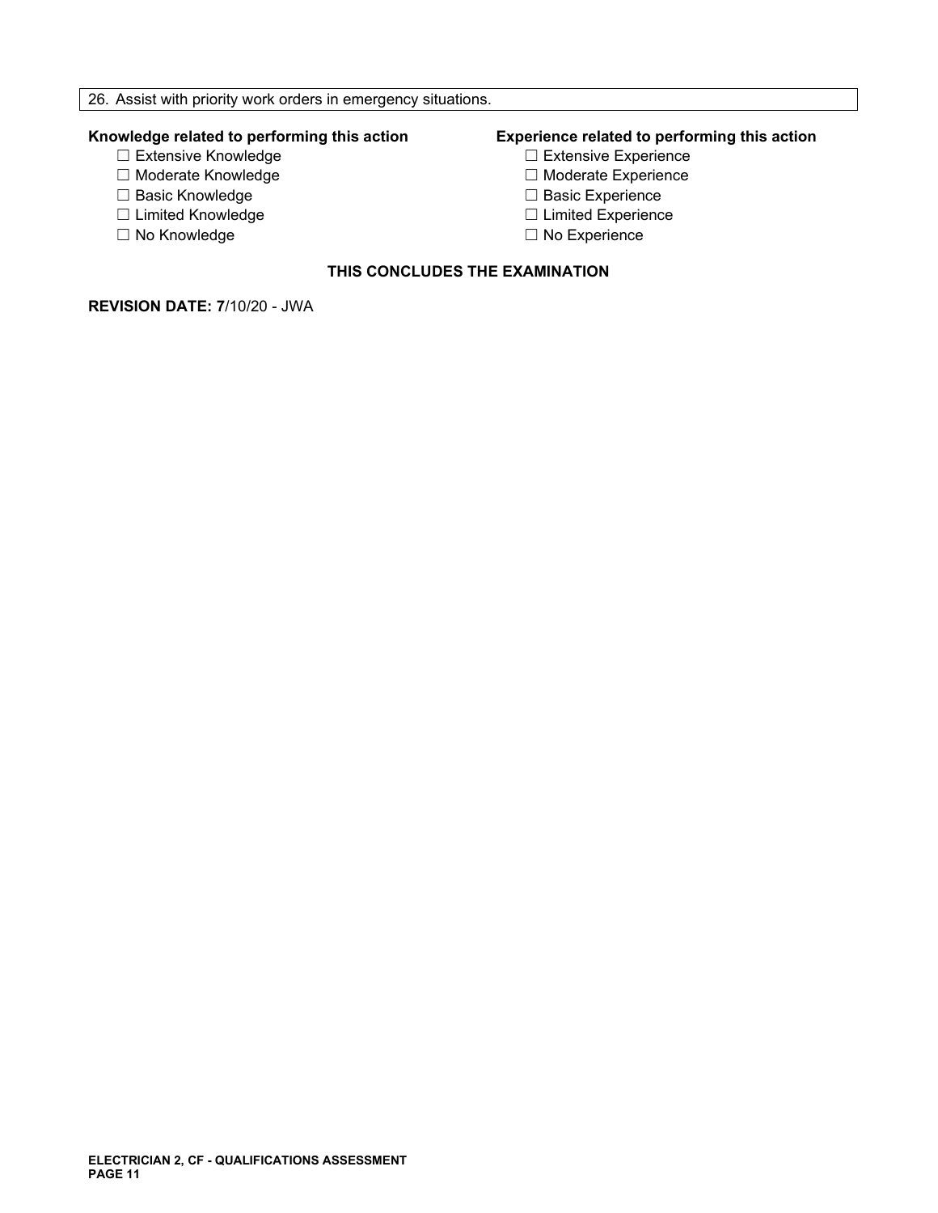26. Assist with priority work orders in emergency situations.

**Knowledge related to performing this action**

- ☐ Extensive Knowledge
- ☐ Moderate Knowledge
- ☐ Basic Knowledge
- ☐ Limited Knowledge
- ☐ No Knowledge

**Experience related to performing this action**

- ☐ Extensive Experience
- ☐ Moderate Experience
- ☐ Basic Experience
- ☐ Limited Experience
- ☐ No Experience

**THIS CONCLUDES THE EXAMINATION**

**REVISION DATE: 7**/10/20 - JWA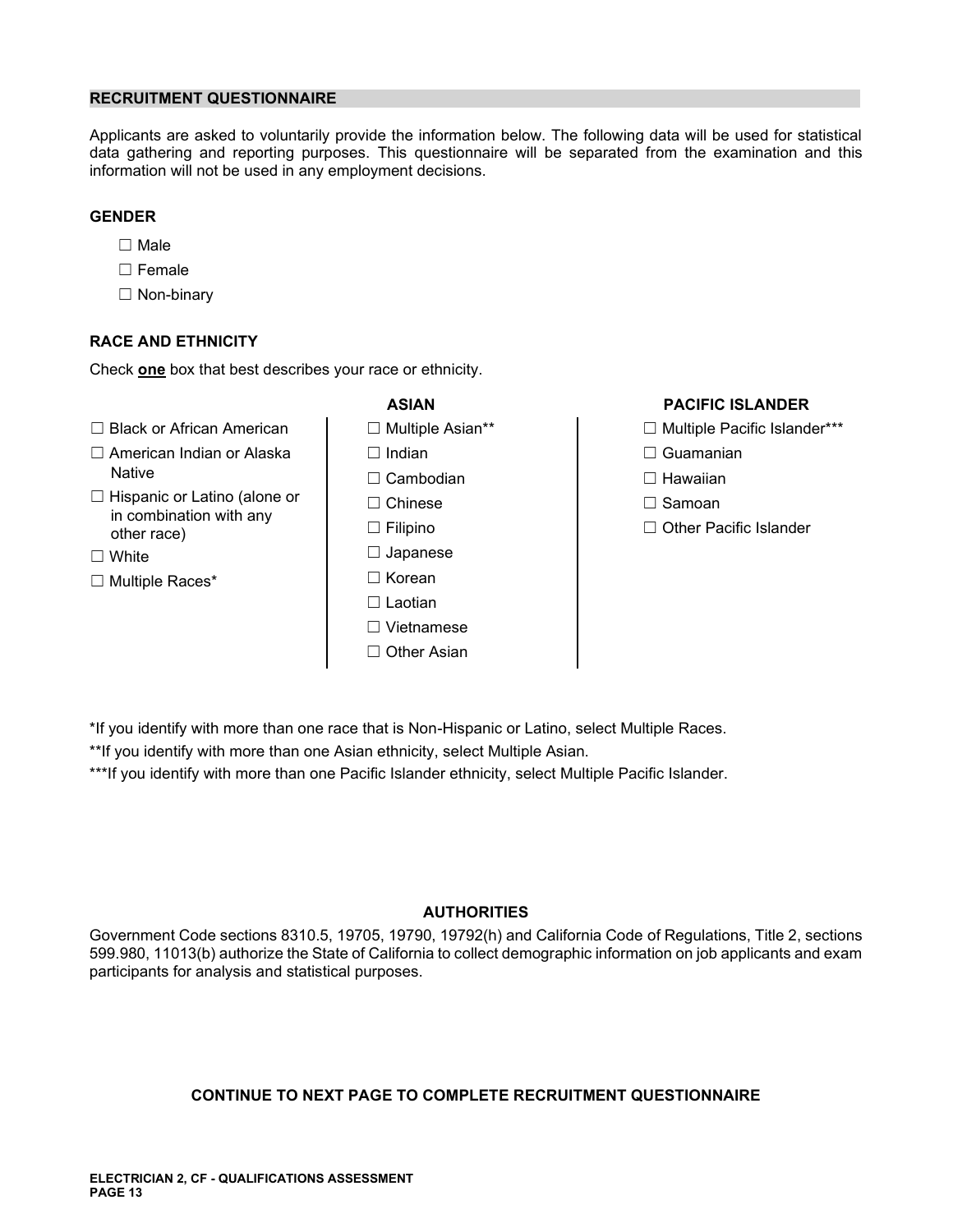## RECRUITMENT QUESTIONNAIRE

Applicants are asked to voluntarily provide the information below. The following data will be used for statistical data gathering and reporting purposes. This questionnaire will be separated from the examination and this information will not be used in any employment decisions.

### GENDER

- ☐ Male
- ☐ Female
- ☐ Non-binary

### RACE AND ETHNICITY

Check **one** box that best describes your race or ethnicity.

- ☐ Black or African American
- ☐ American Indian or Alaska Native
- ☐ Hispanic or Latino (alone or in combination with any other race)
- ☐ White
- ☐ Multiple Races*

**ASIAN**

- ☐ Multiple Asian**
- ☐ Indian
- ☐ Cambodian
- ☐ Chinese
- ☐ Filipino
- ☐ Japanese
- ☐ Korean
- ☐ Laotian
- ☐ Vietnamese
- ☐ Other Asian

**PACIFIC ISLANDER**

- ☐ Multiple Pacific Islander***
- ☐ Guamanian
- ☐ Hawaiian
- ☐ Samoan
- ☐ Other Pacific Islander

*If you identify with more than one race that is Non-Hispanic or Latino, select Multiple Races.

**If you identify with more than one Asian ethnicity, select Multiple Asian.

***If you identify with more than one Pacific Islander ethnicity, select Multiple Pacific Islander.

### AUTHORITIES

Government Code sections 8310.5, 19705, 19790, 19792(h) and California Code of Regulations, Title 2, sections 599.980, 11013(b) authorize the State of California to collect demographic information on job applicants and exam participants for analysis and statistical purposes.

**CONTINUE TO NEXT PAGE TO COMPLETE RECRUITMENT QUESTIONNAIRE**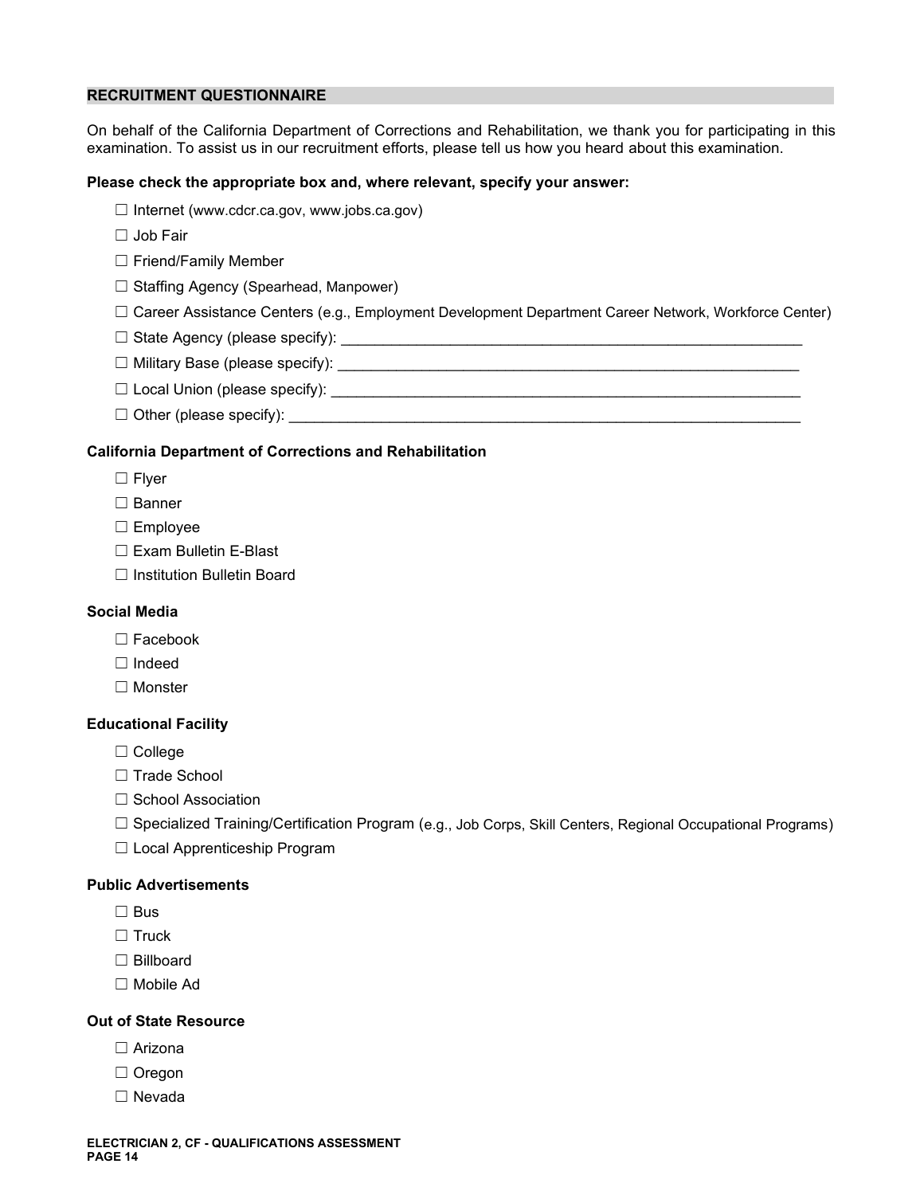## RECRUITMENT QUESTIONNAIRE

On behalf of the California Department of Corrections and Rehabilitation, we thank you for participating in this examination. To assist us in our recruitment efforts, please tell us how you heard about this examination.

**Please check the appropriate box and, where relevant, specify your answer:**

- ☐ Internet (www.cdcr.ca.gov, www.jobs.ca.gov)
- ☐ Job Fair
- ☐ Friend/Family Member
- ☐ Staffing Agency (Spearhead, Manpower)
- ☐ Career Assistance Centers (e.g., Employment Development Department Career Network, Workforce Center)
- ☐ State Agency (please specify): ________________________________________________________
- ☐ Military Base (please specify): ________________________________________________________
- ☐ Local Union (please specify): ________________________________________________________
- ☐ Other (please specify): ____________________________________________________________

**California Department of Corrections and Rehabilitation**

- ☐ Flyer
- ☐ Banner
- ☐ Employee
- ☐ Exam Bulletin E-Blast
- ☐ Institution Bulletin Board

**Social Media**

- ☐ Facebook
- ☐ Indeed
- ☐ Monster

**Educational Facility**

- ☐ College
- ☐ Trade School
- ☐ School Association
- ☐ Specialized Training/Certification Program (e.g., Job Corps, Skill Centers, Regional Occupational Programs)
- ☐ Local Apprenticeship Program

**Public Advertisements**

- ☐ Bus
- ☐ Truck
- ☐ Billboard
- ☐ Mobile Ad

**Out of State Resource**

- ☐ Arizona
- ☐ Oregon
- ☐ Nevada